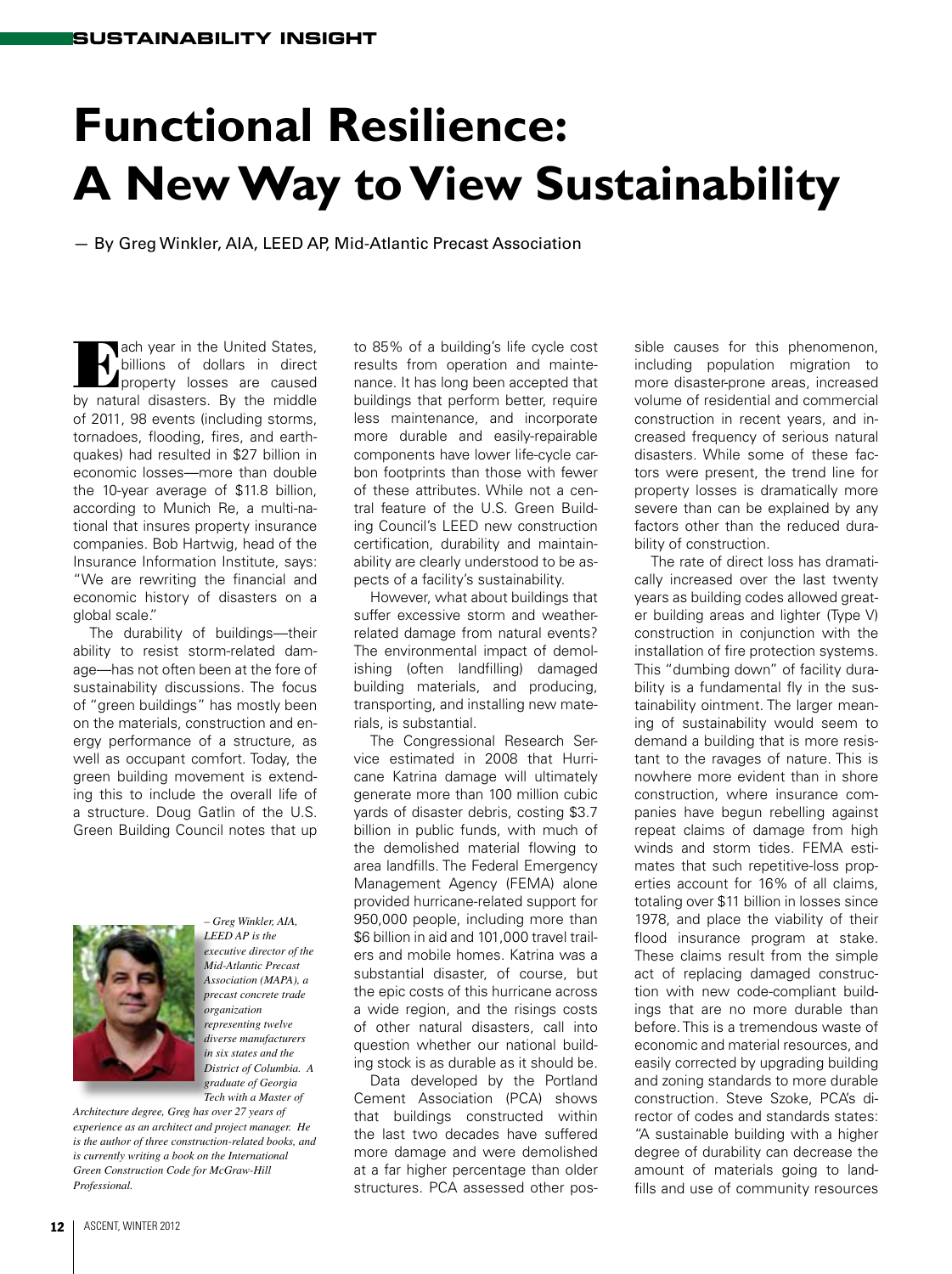SUSTAINABILITY INSIGHT

# Functional Resilience: A New Way to View Sustainability

— By Greg Winkler, AIA, LEED AP, Mid-Atlantic Precast Association

Each year in the United States, billions of dollars in direct property losses are caused by natural disasters. By the middle of 2011, 98 events (including storms, tornadoes, flooding, fires, and earthquakes) had resulted in $27 billion in economic losses—more than double the 10-year average of $11.8 billion, according to Munich Re, a multi-national that insures property insurance companies. Bob Hartwig, head of the Insurance Information Institute, says: "We are rewriting the financial and economic history of disasters on a global scale."

The durability of buildings—their ability to resist storm-related damage—has not often been at the fore of sustainability discussions. The focus of "green buildings" has mostly been on the materials, construction and energy performance of a structure, as well as occupant comfort. Today, the green building movement is extending this to include the overall life of a structure. Doug Gatlin of the U.S. Green Building Council notes that up to 85% of a building's life cycle cost results from operation and maintenance. It has long been accepted that buildings that perform better, require less maintenance, and incorporate more durable and easily-repairable components have lower life-cycle carbon footprints than those with fewer of these attributes. While not a central feature of the U.S. Green Building Council's LEED new construction certification, durability and maintainability are clearly understood to be aspects of a facility's sustainability.

However, what about buildings that suffer excessive storm and weather-related damage from natural events? The environmental impact of demolishing (often landfilling) damaged building materials, and producing, transporting, and installing new materials, is substantial.

The Congressional Research Service estimated in 2008 that Hurricane Katrina damage will ultimately generate more than 100 million cubic yards of disaster debris, costing $3.7 billion in public funds, with much of the demolished material flowing to area landfills. The Federal Emergency Management Agency (FEMA) alone provided hurricane-related support for 950,000 people, including more than $6 billion in aid and 101,000 travel trailers and mobile homes. Katrina was a substantial disaster, of course, but the epic costs of this hurricane across a wide region, and the risings costs of other natural disasters, call into question whether our national building stock is as durable as it should be.

Data developed by the Portland Cement Association (PCA) shows that buildings constructed within the last two decades have suffered more damage and were demolished at a far higher percentage than older structures. PCA assessed other possible causes for this phenomenon, including population migration to more disaster-prone areas, increased volume of residential and commercial construction in recent years, and increased frequency of serious natural disasters. While some of these factors were present, the trend line for property losses is dramatically more severe than can be explained by any factors other than the reduced durability of construction.

The rate of direct loss has dramatically increased over the last twenty years as building codes allowed greater building areas and lighter (Type V) construction in conjunction with the installation of fire protection systems. This "dumbing down" of facility durability is a fundamental fly in the sustainability ointment. The larger meaning of sustainability would seem to demand a building that is more resistant to the ravages of nature. This is nowhere more evident than in shore construction, where insurance companies have begun rebelling against repeat claims of damage from high winds and storm tides. FEMA estimates that such repetitive-loss properties account for 16% of all claims, totaling over $11 billion in losses since 1978, and place the viability of their flood insurance program at stake. These claims result from the simple act of replacing damaged construction with new code-compliant buildings that are no more durable than before. This is a tremendous waste of economic and material resources, and easily corrected by upgrading building and zoning standards to more durable construction. Steve Szoke, PCA's director of codes and standards states: "A sustainable building with a higher degree of durability can decrease the amount of materials going to landfills and use of community resources

*– Greg Winkler, AIA, LEED AP is the executive director of the Mid-Atlantic Precast Association (MAPA), a precast concrete trade organization representing twelve diverse manufacturers in six states and the District of Columbia. A graduate of Georgia Tech with a Master of Architecture degree, Greg has over 27 years of experience as an architect and project manager. He is the author of three construction-related books, and is currently writing a book on the International Green Construction Code for McGraw-Hill Professional.*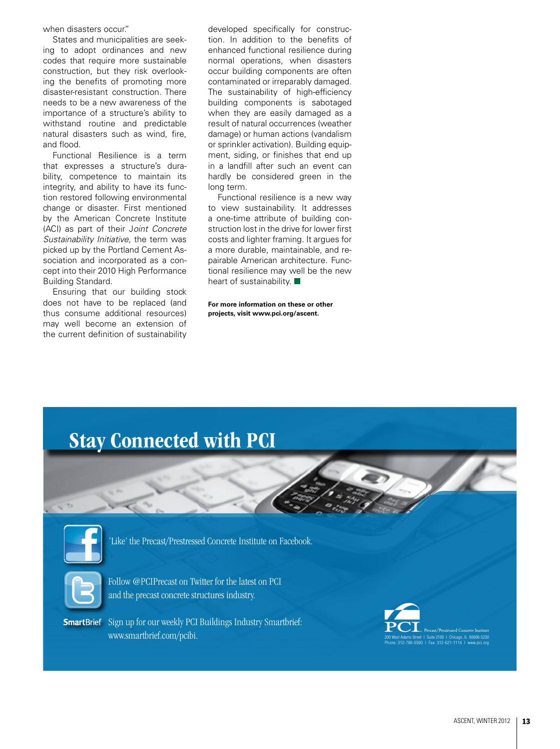when disasters occur."

States and municipalities are seeking to adopt ordinances and new codes that require more sustainable construction, but they risk overlooking the benefits of promoting more disaster-resistant construction. There needs to be a new awareness of the importance of a structure's ability to withstand routine and predictable natural disasters such as wind, fire, and flood.

Functional Resilience is a term that expresses a structure's durability, competence to maintain its integrity, and ability to have its function restored following environmental change or disaster. First mentioned by the American Concrete Institute (ACI) as part of their *Joint Concrete Sustainability Initiative*, the term was picked up by the Portland Cement Association and incorporated as a concept into their 2010 High Performance Building Standard.

Ensuring that our building stock does not have to be replaced (and thus consume additional resources) may well become an extension of the current definition of sustainability developed specifically for construction. In addition to the benefits of enhanced functional resilience during normal operations, when disasters occur building components are often contaminated or irreparably damaged. The sustainability of high-efficiency building components is sabotaged when they are easily damaged as a result of natural occurrences (weather damage) or human actions (vandalism or sprinkler activation). Building equipment, siding, or finishes that end up in a landfill after such an event can hardly be considered green in the long term.

Functional resilience is a new way to view sustainability. It addresses a one-time attribute of building construction lost in the drive for lower first costs and lighter framing. It argues for a more durable, maintainable, and repairable American architecture. Functional resilience may well be the new heart of sustainability. ■

**For more information on these or other projects, visit www.pci.org/ascent.**

## Stay Connected with PCI

'Like' the Precast/Prestressed Concrete Institute on Facebook.

Follow @PCIPrecast on Twitter for the latest on PCI and the precast concrete structures industry.

**SmartBrief** Sign up for our weekly PCI Buildings Industry Smartbrief: www.smartbrief.com/pcibi.

PCI Precast/Prestressed Concrete Institute
200 West Adams Street | Suite 2100 | Chicago, IL 60606-5230
Phone: 312-786-0300 | Fax: 312-621-1114 | www.pci.org